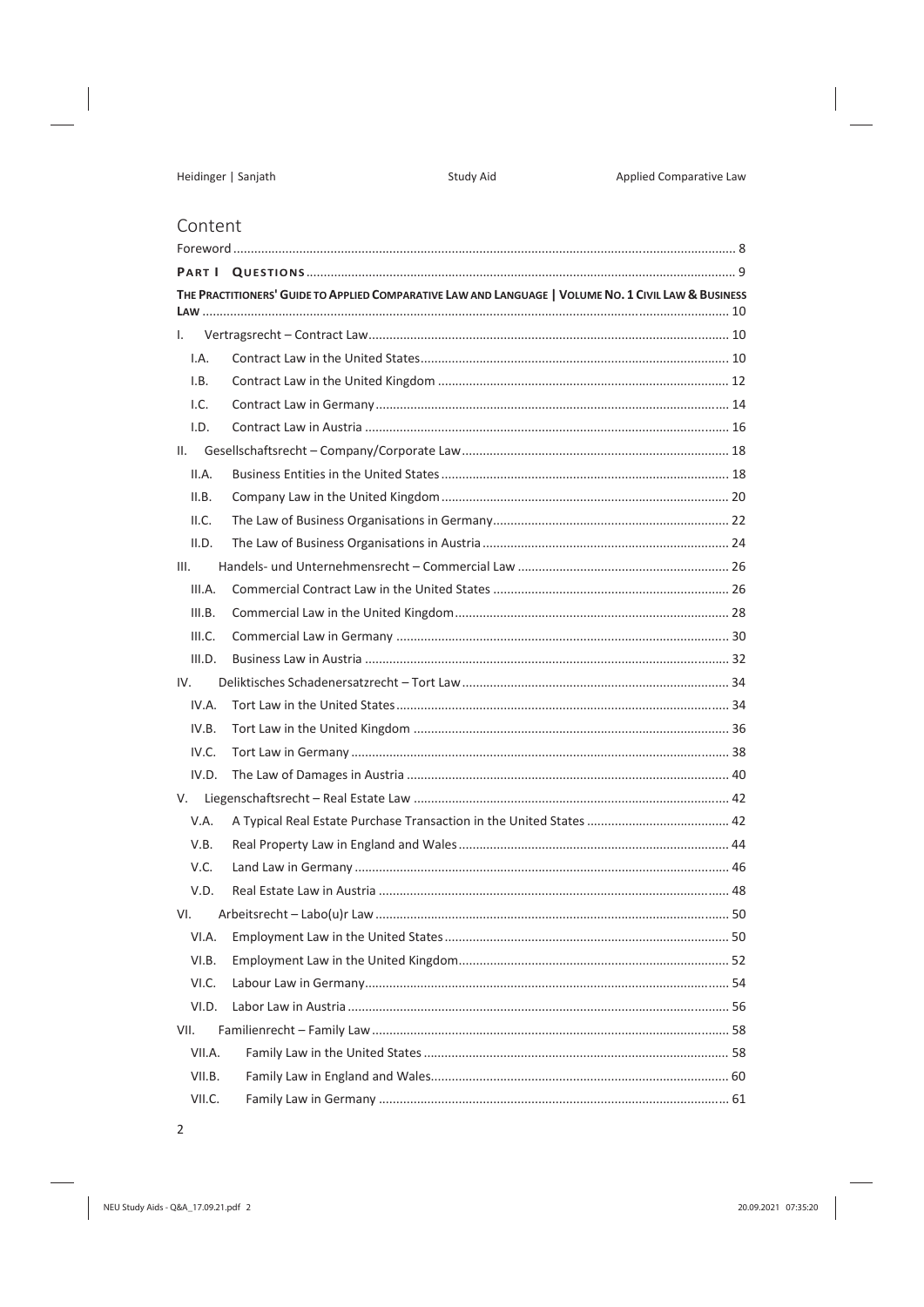# Content

Foreword ..... 8

**PART I QUESTIONS** ..... 9

**THE PRACTITIONERS' GUIDE TO APPLIED COMPARATIVE LAW AND LANGUAGE | VOLUME NO. 1 CIVIL LAW & BUSINESS LAW** ..... 10

- I. Vertragsrecht – Contract Law ..... 10
  - I.A. Contract Law in the United States ..... 10
  - I.B. Contract Law in the United Kingdom ..... 12
  - I.C. Contract Law in Germany ..... 14
  - I.D. Contract Law in Austria ..... 16
- II. Gesellschaftsrecht – Company/Corporate Law ..... 18
  - II.A. Business Entities in the United States ..... 18
  - II.B. Company Law in the United Kingdom ..... 20
  - II.C. The Law of Business Organisations in Germany ..... 22
  - II.D. The Law of Business Organisations in Austria ..... 24
- III. Handels- und Unternehmensrecht – Commercial Law ..... 26
  - III.A. Commercial Contract Law in the United States ..... 26
  - III.B. Commercial Law in the United Kingdom ..... 28
  - III.C. Commercial Law in Germany ..... 30
  - III.D. Business Law in Austria ..... 32
- IV. Deliktisches Schadenersatzrecht – Tort Law ..... 34
  - IV.A. Tort Law in the United States ..... 34
  - IV.B. Tort Law in the United Kingdom ..... 36
  - IV.C. Tort Law in Germany ..... 38
  - IV.D. The Law of Damages in Austria ..... 40
- V. Liegenschaftsrecht – Real Estate Law ..... 42
  - V.A. A Typical Real Estate Purchase Transaction in the United States ..... 42
  - V.B. Real Property Law in England and Wales ..... 44
  - V.C. Land Law in Germany ..... 46
  - V.D. Real Estate Law in Austria ..... 48
- VI. Arbeitsrecht – Labo(u)r Law ..... 50
  - VI.A. Employment Law in the United States ..... 50
  - VI.B. Employment Law in the United Kingdom ..... 52
  - VI.C. Labour Law in Germany ..... 54
  - VI.D. Labor Law in Austria ..... 56
- VII. Familienrecht – Family Law ..... 58
  - VII.A. Family Law in the United States ..... 58
  - VII.B. Family Law in England and Wales ..... 60
  - VII.C. Family Law in Germany ..... 61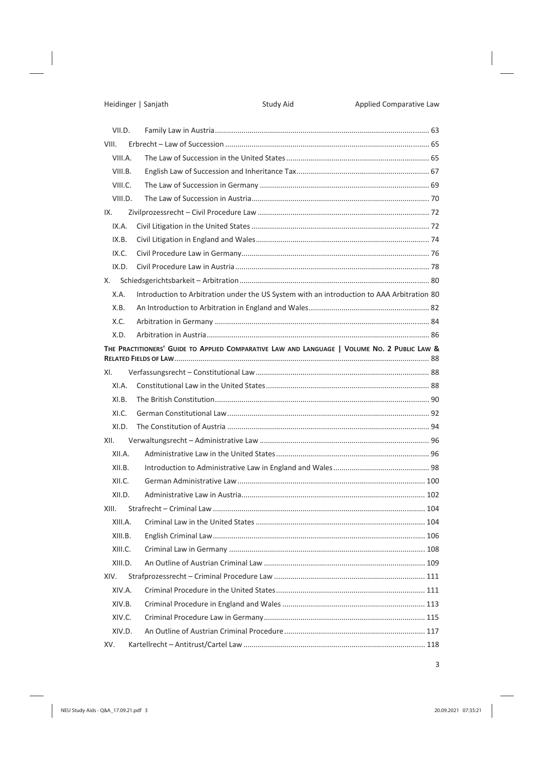VII.D. Family Law in Austria ........................................................................................................ 63

VIII. Erbrecht – Law of Succession ................................................................................................... 65

VIII.A. The Law of Succession in the United States ..................................................................... 65

VIII.B. English Law of Succession and Inheritance Tax ................................................................ 67

VIII.C. The Law of Succession in Germany .................................................................................. 69

VIII.D. The Law of Succession in Austria ...................................................................................... 70

IX. Zivilprozessrecht – Civil Procedure Law ................................................................................... 72

IX.A. Civil Litigation in the United States ....................................................................................... 72

IX.B. Civil Litigation in England and Wales .................................................................................... 74

IX.C. Civil Procedure Law in Germany ........................................................................................... 76

IX.D. Civil Procedure Law in Austria .............................................................................................. 78

X. Schiedsgerichtsbarkeit – Arbitration ............................................................................................ 80

X.A. Introduction to Arbitration under the US System with an introduction to AAA Arbitration 80

X.B. An Introduction to Arbitration in England and Wales ........................................................... 82

X.C. Arbitration in Germany ........................................................................................................ 84

X.D. Arbitration in Austria ............................................................................................................ 86

**THE PRACTITIONERS' GUIDE TO APPLIED COMPARATIVE LAW AND LANGUAGE | VOLUME NO. 2 PUBLIC LAW & RELATED FIELDS OF LAW** ........................................................................................................................... 88

XI. Verfassungsrecht – Constitutional Law .................................................................................... 88

XI.A. Constitutional Law in the United States ............................................................................... 88

XI.B. The British Constitution ........................................................................................................ 90

XI.C. German Constitutional Law .................................................................................................. 92

XI.D. The Constitution of Austria .................................................................................................. 94

XII. Verwaltungsrecht – Administrative Law .................................................................................. 96

XII.A. Administrative Law in the United States .......................................................................... 96

XII.B. Introduction to Administrative Law in England and Wales ............................................... 98

XII.C. German Administrative Law ........................................................................................... 100

XII.D. Administrative Law in Austria ......................................................................................... 102

XIII. Strafrecht – Criminal Law ....................................................................................................... 104

XIII.A. Criminal Law in the United States .................................................................................. 104

XIII.B. English Criminal Law ....................................................................................................... 106

XIII.C. Criminal Law in Germany ............................................................................................... 108

XIII.D. An Outline of Austrian Criminal Law .............................................................................. 109

XIV. Strafprozessrecht – Criminal Procedure Law ......................................................................... 111

XIV.A. Criminal Procedure in the United States ........................................................................ 111

XIV.B. Criminal Procedure in England and Wales ..................................................................... 113

XIV.C. Criminal Procedure Law in Germany .............................................................................. 115

XIV.D. An Outline of Austrian Criminal Procedure .................................................................... 117

XV. Kartellrecht – Antitrust/Cartel Law ........................................................................................ 118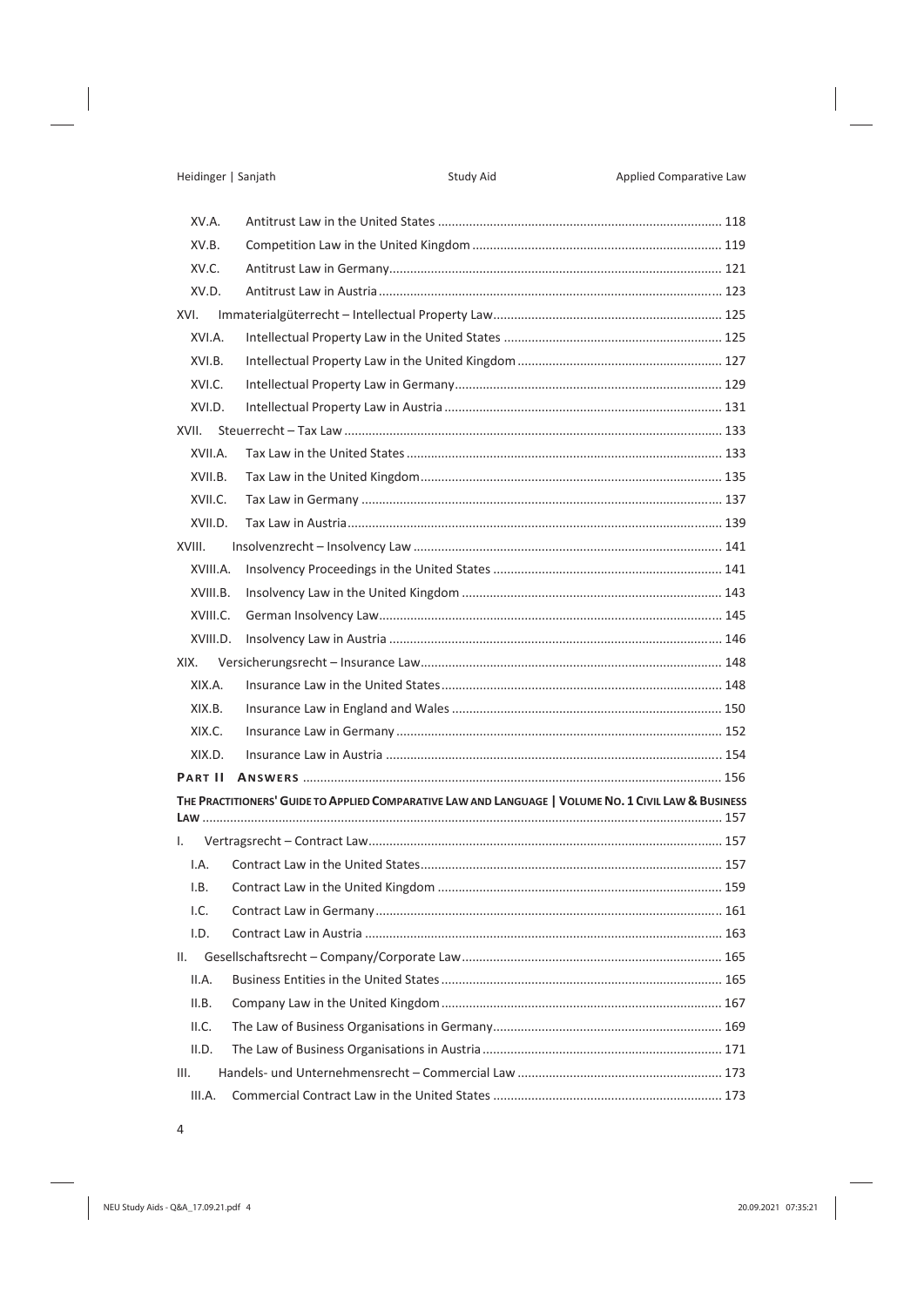- XV.A. Antitrust Law in the United States ... 118
- XV.B. Competition Law in the United Kingdom ... 119
- XV.C. Antitrust Law in Germany ... 121
- XV.D. Antitrust Law in Austria ... 123

XVI. Immaterialgüterrecht – Intellectual Property Law ... 125

- XVI.A. Intellectual Property Law in the United States ... 125
- XVI.B. Intellectual Property Law in the United Kingdom ... 127
- XVI.C. Intellectual Property Law in Germany ... 129
- XVI.D. Intellectual Property Law in Austria ... 131

XVII. Steuerrecht – Tax Law ... 133

- XVII.A. Tax Law in the United States ... 133
- XVII.B. Tax Law in the United Kingdom ... 135
- XVII.C. Tax Law in Germany ... 137
- XVII.D. Tax Law in Austria ... 139

XVIII. Insolvenzrecht – Insolvency Law ... 141

- XVIII.A. Insolvency Proceedings in the United States ... 141
- XVIII.B. Insolvency Law in the United Kingdom ... 143
- XVIII.C. German Insolvency Law ... 145
- XVIII.D. Insolvency Law in Austria ... 146

XIX. Versicherungsrecht – Insurance Law ... 148

- XIX.A. Insurance Law in the United States ... 148
- XIX.B. Insurance Law in England and Wales ... 150
- XIX.C. Insurance Law in Germany ... 152
- XIX.D. Insurance Law in Austria ... 154

**PART II ANSWERS** ... 156

**THE PRACTITIONERS' GUIDE TO APPLIED COMPARATIVE LAW AND LANGUAGE | VOLUME NO. 1 CIVIL LAW & BUSINESS LAW** ... 157

I. Vertragsrecht – Contract Law ... 157

- I.A. Contract Law in the United States ... 157
- I.B. Contract Law in the United Kingdom ... 159
- I.C. Contract Law in Germany ... 161
- I.D. Contract Law in Austria ... 163

II. Gesellschaftsrecht – Company/Corporate Law ... 165

- II.A. Business Entities in the United States ... 165
- II.B. Company Law in the United Kingdom ... 167
- II.C. The Law of Business Organisations in Germany ... 169
- II.D. The Law of Business Organisations in Austria ... 171

III. Handels- und Unternehmensrecht – Commercial Law ... 173

- III.A. Commercial Contract Law in the United States ... 173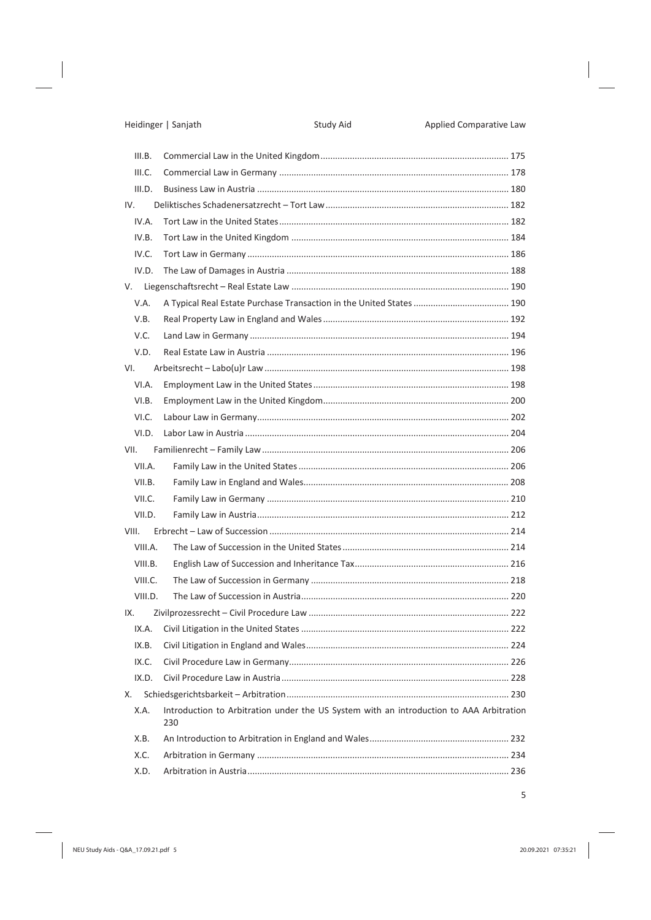- III.B. Commercial Law in the United Kingdom ............ 175
- III.C. Commercial Law in Germany ............ 178
- III.D. Business Law in Austria ............ 180
- IV. Deliktisches Schadenersatzrecht – Tort Law ............ 182
  - IV.A. Tort Law in the United States ............ 182
  - IV.B. Tort Law in the United Kingdom ............ 184
  - IV.C. Tort Law in Germany ............ 186
  - IV.D. The Law of Damages in Austria ............ 188
- V. Liegenschaftsrecht – Real Estate Law ............ 190
  - V.A. A Typical Real Estate Purchase Transaction in the United States ............ 190
  - V.B. Real Property Law in England and Wales ............ 192
  - V.C. Land Law in Germany ............ 194
  - V.D. Real Estate Law in Austria ............ 196
- VI. Arbeitsrecht – Labo(u)r Law ............ 198
  - VI.A. Employment Law in the United States ............ 198
  - VI.B. Employment Law in the United Kingdom ............ 200
  - VI.C. Labour Law in Germany ............ 202
  - VI.D. Labor Law in Austria ............ 204
- VII. Familienrecht – Family Law ............ 206
  - VII.A. Family Law in the United States ............ 206
  - VII.B. Family Law in England and Wales ............ 208
  - VII.C. Family Law in Germany ............ 210
  - VII.D. Family Law in Austria ............ 212
- VIII. Erbrecht – Law of Succession ............ 214
  - VIII.A. The Law of Succession in the United States ............ 214
  - VIII.B. English Law of Succession and Inheritance Tax ............ 216
  - VIII.C. The Law of Succession in Germany ............ 218
  - VIII.D. The Law of Succession in Austria ............ 220
- IX. Zivilprozessrecht – Civil Procedure Law ............ 222
  - IX.A. Civil Litigation in the United States ............ 222
  - IX.B. Civil Litigation in England and Wales ............ 224
  - IX.C. Civil Procedure Law in Germany ............ 226
  - IX.D. Civil Procedure Law in Austria ............ 228
- X. Schiedsgerichtsbarkeit – Arbitration ............ 230
  - X.A. Introduction to Arbitration under the US System with an introduction to AAA Arbitration 230
  - X.B. An Introduction to Arbitration in England and Wales ............ 232
  - X.C. Arbitration in Germany ............ 234
  - X.D. Arbitration in Austria ............ 236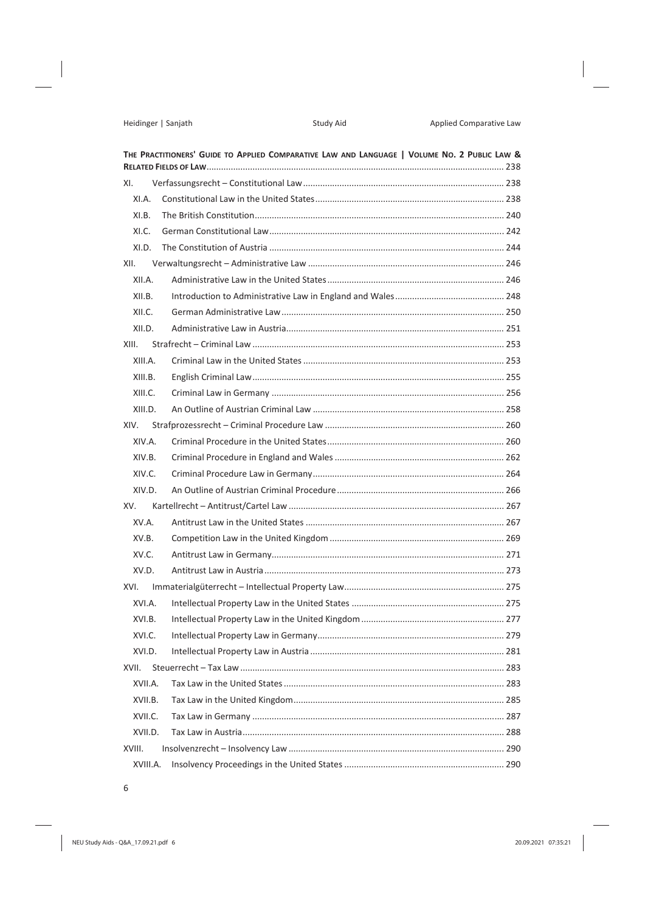**The Practitioners' Guide to Applied Comparative Law and Language | Volume No. 2 Public Law & Related Fields of Law** ........ 238

- XI. Verfassungsrecht – Constitutional Law ........ 238
  - XI.A. Constitutional Law in the United States ........ 238
  - XI.B. The British Constitution ........ 240
  - XI.C. German Constitutional Law ........ 242
  - XI.D. The Constitution of Austria ........ 244
- XII. Verwaltungsrecht – Administrative Law ........ 246
  - XII.A. Administrative Law in the United States ........ 246
  - XII.B. Introduction to Administrative Law in England and Wales ........ 248
  - XII.C. German Administrative Law ........ 250
  - XII.D. Administrative Law in Austria ........ 251
- XIII. Strafrecht – Criminal Law ........ 253
  - XIII.A. Criminal Law in the United States ........ 253
  - XIII.B. English Criminal Law ........ 255
  - XIII.C. Criminal Law in Germany ........ 256
  - XIII.D. An Outline of Austrian Criminal Law ........ 258
- XIV. Strafprozessrecht – Criminal Procedure Law ........ 260
  - XIV.A. Criminal Procedure in the United States ........ 260
  - XIV.B. Criminal Procedure in England and Wales ........ 262
  - XIV.C. Criminal Procedure Law in Germany ........ 264
  - XIV.D. An Outline of Austrian Criminal Procedure ........ 266
- XV. Kartellrecht – Antitrust/Cartel Law ........ 267
  - XV.A. Antitrust Law in the United States ........ 267
  - XV.B. Competition Law in the United Kingdom ........ 269
  - XV.C. Antitrust Law in Germany ........ 271
  - XV.D. Antitrust Law in Austria ........ 273
- XVI. Immaterialgüterrecht – Intellectual Property Law ........ 275
  - XVI.A. Intellectual Property Law in the United States ........ 275
  - XVI.B. Intellectual Property Law in the United Kingdom ........ 277
  - XVI.C. Intellectual Property Law in Germany ........ 279
  - XVI.D. Intellectual Property Law in Austria ........ 281
- XVII. Steuerrecht – Tax Law ........ 283
  - XVII.A. Tax Law in the United States ........ 283
  - XVII.B. Tax Law in the United Kingdom ........ 285
  - XVII.C. Tax Law in Germany ........ 287
  - XVII.D. Tax Law in Austria ........ 288
- XVIII. Insolvenzrecht – Insolvency Law ........ 290
  - XVIII.A. Insolvency Proceedings in the United States ........ 290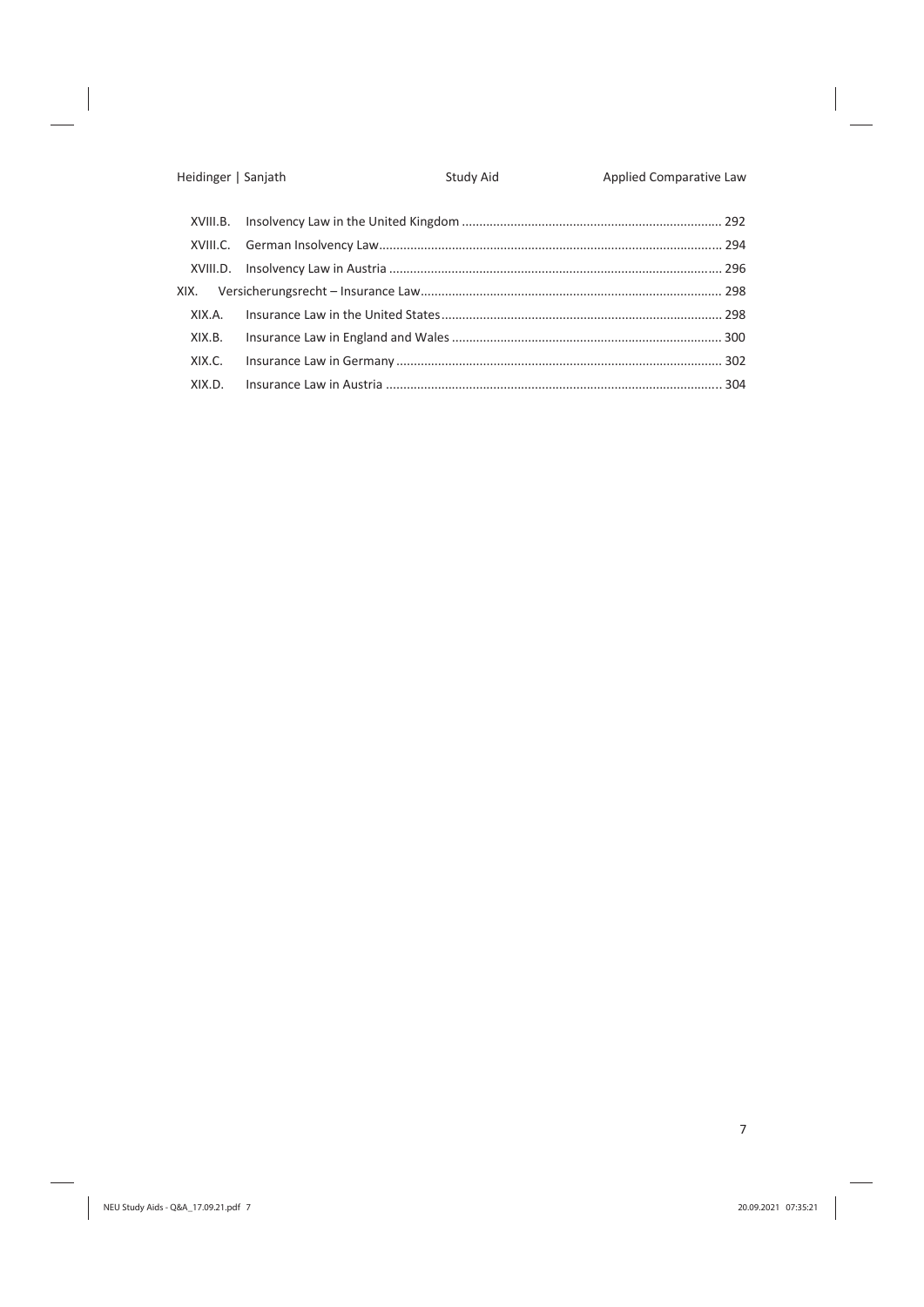| | | |
|---|---|---|
| XVIII.B. | Insolvency Law in the United Kingdom | 292 |
| XVIII.C. | German Insolvency Law | 294 |
| XVIII.D. | Insolvency Law in Austria | 296 |
| XIX. | Versicherungsrecht – Insurance Law | 298 |
| XIX.A. | Insurance Law in the United States | 298 |
| XIX.B. | Insurance Law in England and Wales | 300 |
| XIX.C. | Insurance Law in Germany | 302 |
| XIX.D. | Insurance Law in Austria | 304 |